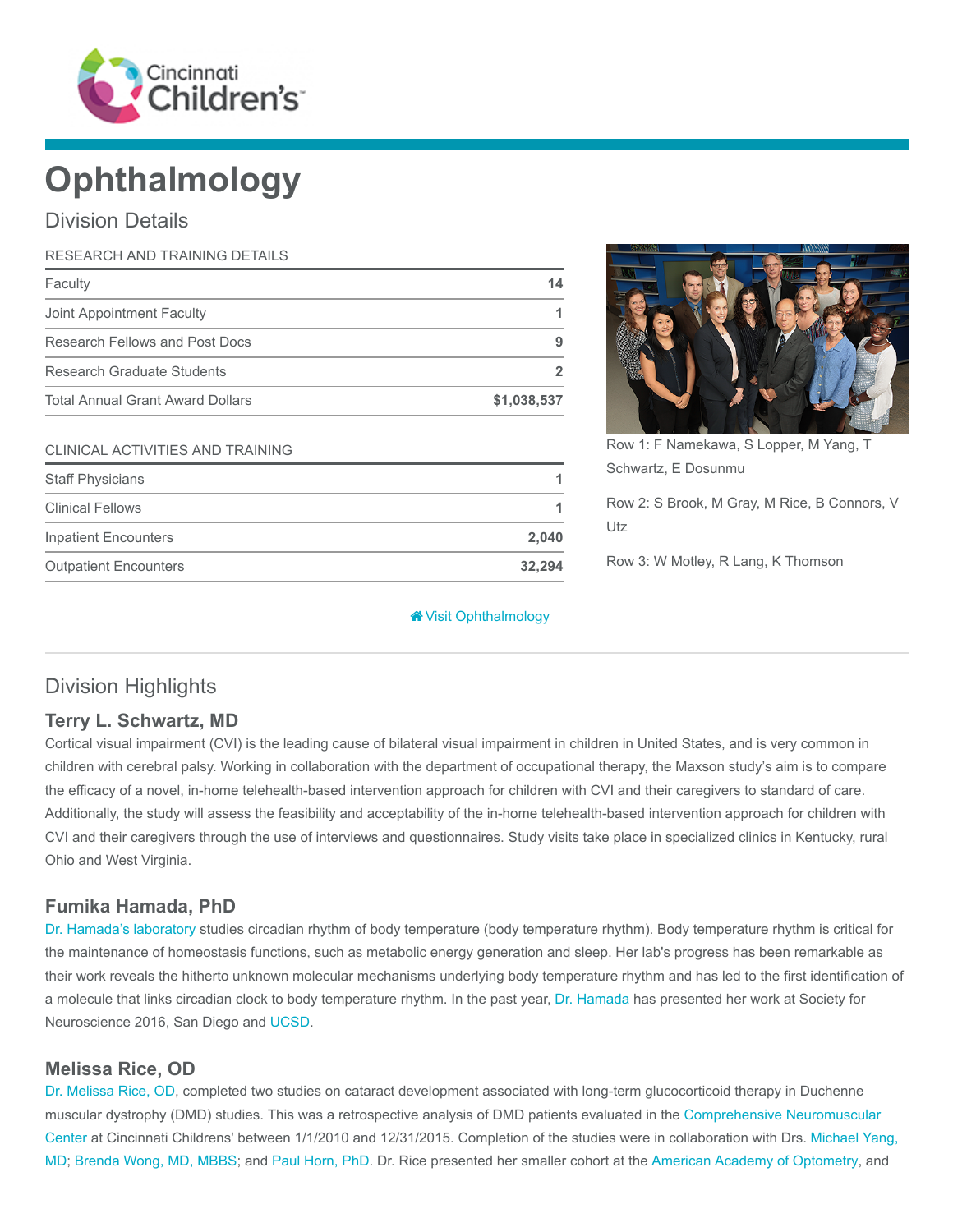# Ophthalmology

## Division Details

| RESEARCH AND TRAINING DETAILS | |
|---|---|
| Faculty | 14 |
| Joint Appointment Faculty | 1 |
| Research Fellows and Post Docs | 9 |
| Research Graduate Students | 2 |
| Total Annual Grant Award Dollars | $1,038,537 |

| CLINICAL ACTIVITIES AND TRAINING | |
|---|---|
| Staff Physicians | 1 |
| Clinical Fellows | 1 |
| Inpatient Encounters | 2,040 |
| Outpatient Encounters | 32,294 |

Visit Ophthalmology

Row 1: F Namekawa, S Lopper, M Yang, T Schwartz, E Dosunmu

Row 2: S Brook, M Gray, M Rice, B Connors, V Utz

Row 3: W Motley, R Lang, K Thomson

## Division Highlights

### Terry L. Schwartz, MD

Cortical visual impairment (CVI) is the leading cause of bilateral visual impairment in children in United States, and is very common in children with cerebral palsy. Working in collaboration with the department of occupational therapy, the Maxson study's aim is to compare the efficacy of a novel, in-home telehealth-based intervention approach for children with CVI and their caregivers to standard of care. Additionally, the study will assess the feasibility and acceptability of the in-home telehealth-based intervention approach for children with CVI and their caregivers through the use of interviews and questionnaires. Study visits take place in specialized clinics in Kentucky, rural Ohio and West Virginia.

### Fumika Hamada, PhD

Dr. Hamada's laboratory studies circadian rhythm of body temperature (body temperature rhythm). Body temperature rhythm is critical for the maintenance of homeostasis functions, such as metabolic energy generation and sleep. Her lab's progress has been remarkable as their work reveals the hitherto unknown molecular mechanisms underlying body temperature rhythm and has led to the first identification of a molecule that links circadian clock to body temperature rhythm. In the past year, Dr. Hamada has presented her work at Society for Neuroscience 2016, San Diego and UCSD.

### Melissa Rice, OD

Dr. Melissa Rice, OD, completed two studies on cataract development associated with long-term glucocorticoid therapy in Duchenne muscular dystrophy (DMD) studies. This was a retrospective analysis of DMD patients evaluated in the Comprehensive Neuromuscular Center at Cincinnati Childrens' between 1/1/2010 and 12/31/2015. Completion of the studies were in collaboration with Drs. Michael Yang, MD; Brenda Wong, MD, MBBS; and Paul Horn, PhD. Dr. Rice presented her smaller cohort at the American Academy of Optometry, and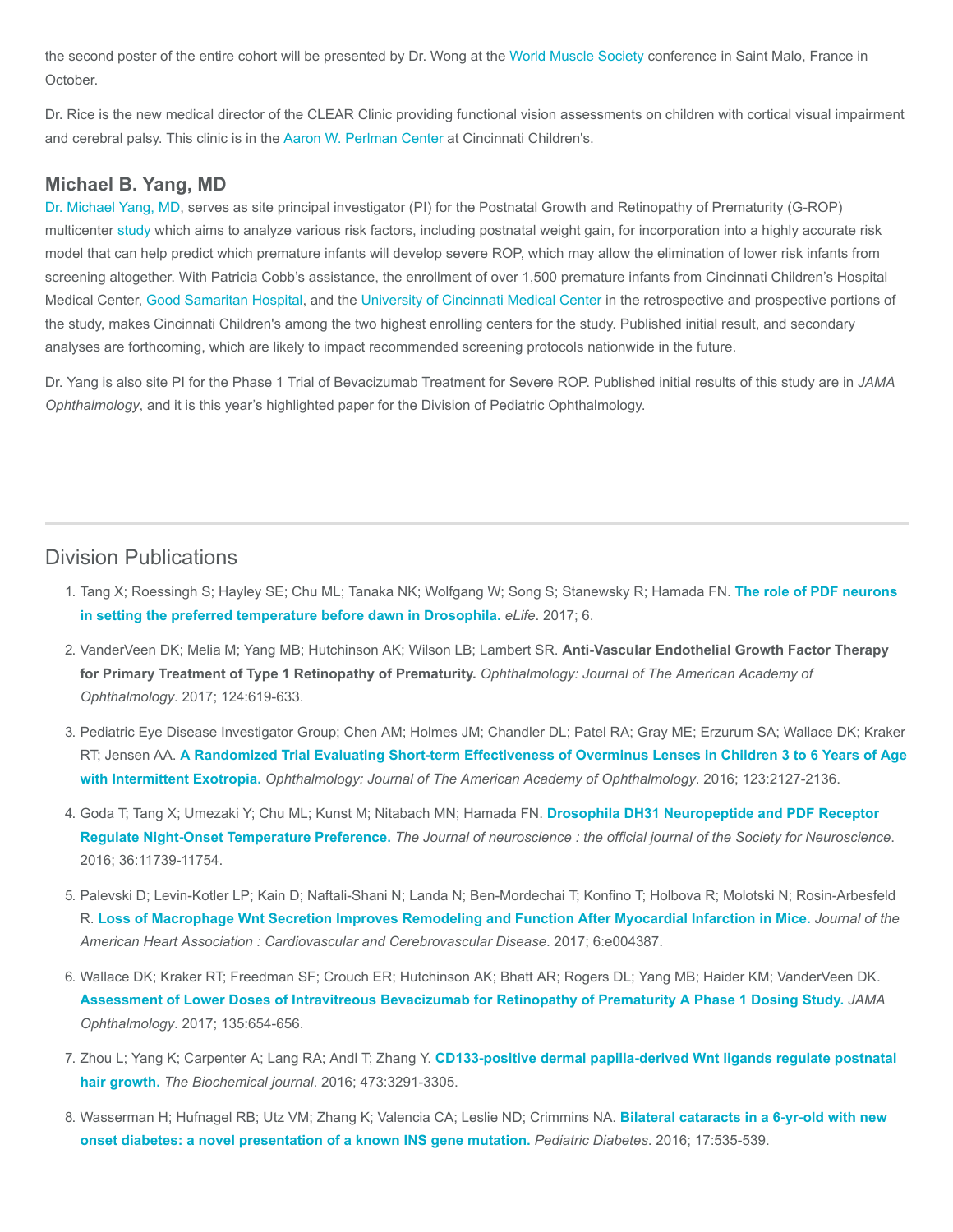the second poster of the entire cohort will be presented by Dr. Wong at the World Muscle Society conference in Saint Malo, France in October.

Dr. Rice is the new medical director of the CLEAR Clinic providing functional vision assessments on children with cortical visual impairment and cerebral palsy. This clinic is in the Aaron W. Perlman Center at Cincinnati Children's.

### Michael B. Yang, MD

Dr. Michael Yang, MD, serves as site principal investigator (PI) for the Postnatal Growth and Retinopathy of Prematurity (G-ROP) multicenter study which aims to analyze various risk factors, including postnatal weight gain, for incorporation into a highly accurate risk model that can help predict which premature infants will develop severe ROP, which may allow the elimination of lower risk infants from screening altogether. With Patricia Cobb's assistance, the enrollment of over 1,500 premature infants from Cincinnati Children's Hospital Medical Center, Good Samaritan Hospital, and the University of Cincinnati Medical Center in the retrospective and prospective portions of the study, makes Cincinnati Children's among the two highest enrolling centers for the study. Published initial result, and secondary analyses are forthcoming, which are likely to impact recommended screening protocols nationwide in the future.

Dr. Yang is also site PI for the Phase 1 Trial of Bevacizumab Treatment for Severe ROP. Published initial results of this study are in *JAMA Ophthalmology*, and it is this year's highlighted paper for the Division of Pediatric Ophthalmology.

---

## Division Publications

1. Tang X; Roessingh S; Hayley SE; Chu ML; Tanaka NK; Wolfgang W; Song S; Stanewsky R; Hamada FN. **The role of PDF neurons in setting the preferred temperature before dawn in Drosophila.** *eLife*. 2017; 6.
2. VanderVeen DK; Melia M; Yang MB; Hutchinson AK; Wilson LB; Lambert SR. **Anti-Vascular Endothelial Growth Factor Therapy for Primary Treatment of Type 1 Retinopathy of Prematurity.** *Ophthalmology: Journal of The American Academy of Ophthalmology*. 2017; 124:619-633.
3. Pediatric Eye Disease Investigator Group; Chen AM; Holmes JM; Chandler DL; Patel RA; Gray ME; Erzurum SA; Wallace DK; Kraker RT; Jensen AA. **A Randomized Trial Evaluating Short-term Effectiveness of Overminus Lenses in Children 3 to 6 Years of Age with Intermittent Exotropia.** *Ophthalmology: Journal of The American Academy of Ophthalmology*. 2016; 123:2127-2136.
4. Goda T; Tang X; Umezaki Y; Chu ML; Kunst M; Nitabach MN; Hamada FN. **Drosophila DH31 Neuropeptide and PDF Receptor Regulate Night-Onset Temperature Preference.** *The Journal of neuroscience : the official journal of the Society for Neuroscience*. 2016; 36:11739-11754.
5. Palevski D; Levin-Kotler LP; Kain D; Naftali-Shani N; Landa N; Ben-Mordechai T; Konfino T; Holbova R; Molotski N; Rosin-Arbesfeld R. **Loss of Macrophage Wnt Secretion Improves Remodeling and Function After Myocardial Infarction in Mice.** *Journal of the American Heart Association : Cardiovascular and Cerebrovascular Disease*. 2017; 6:e004387.
6. Wallace DK; Kraker RT; Freedman SF; Crouch ER; Hutchinson AK; Bhatt AR; Rogers DL; Yang MB; Haider KM; VanderVeen DK. **Assessment of Lower Doses of Intravitreous Bevacizumab for Retinopathy of Prematurity A Phase 1 Dosing Study.** *JAMA Ophthalmology*. 2017; 135:654-656.
7. Zhou L; Yang K; Carpenter A; Lang RA; Andl T; Zhang Y. **CD133-positive dermal papilla-derived Wnt ligands regulate postnatal hair growth.** *The Biochemical journal*. 2016; 473:3291-3305.
8. Wasserman H; Hufnagel RB; Utz VM; Zhang K; Valencia CA; Leslie ND; Crimmins NA. **Bilateral cataracts in a 6-yr-old with new onset diabetes: a novel presentation of a known INS gene mutation.** *Pediatric Diabetes*. 2016; 17:535-539.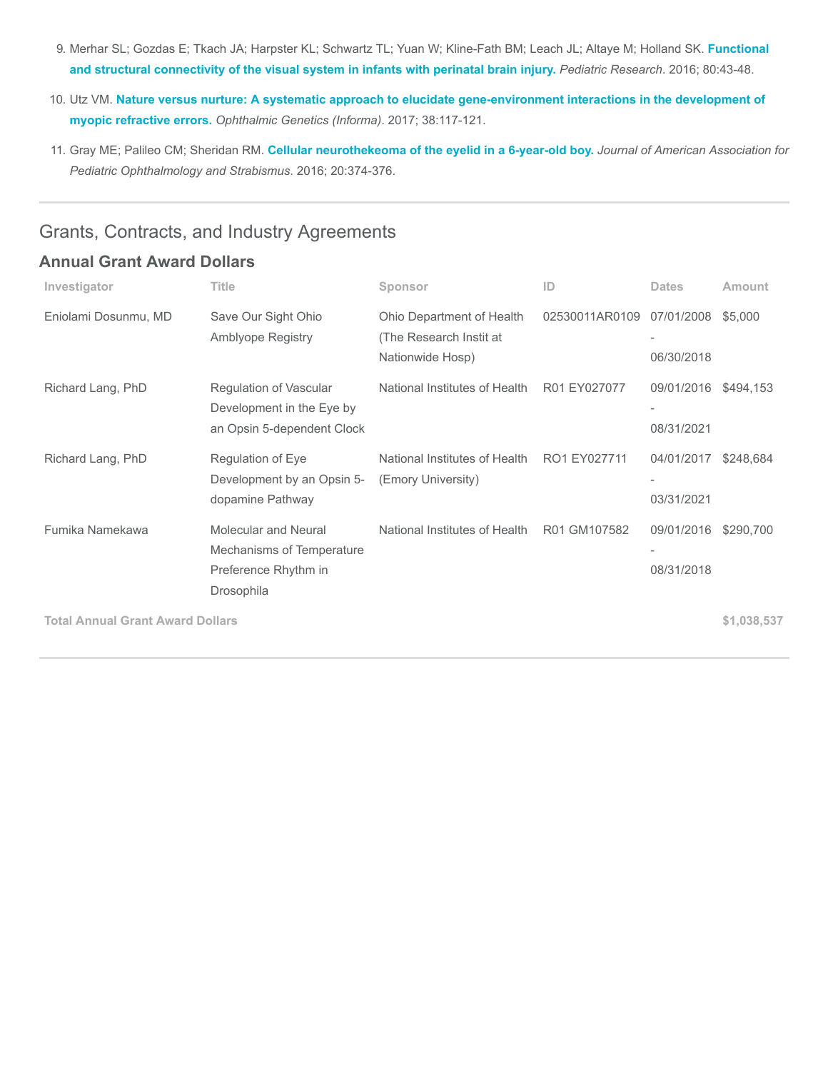9. Merhar SL; Gozdas E; Tkach JA; Harpster KL; Schwartz TL; Yuan W; Kline-Fath BM; Leach JL; Altaye M; Holland SK. **Functional and structural connectivity of the visual system in infants with perinatal brain injury.** *Pediatric Research*. 2016; 80:43-48.

10. Utz VM. **Nature versus nurture: A systematic approach to elucidate gene-environment interactions in the development of myopic refractive errors.** *Ophthalmic Genetics (Informa)*. 2017; 38:117-121.

11. Gray ME; Palileo CM; Sheridan RM. **Cellular neurothekeoma of the eyelid in a 6-year-old boy.** *Journal of American Association for Pediatric Ophthalmology and Strabismus*. 2016; 20:374-376.

## Grants, Contracts, and Industry Agreements

### Annual Grant Award Dollars

| Investigator | Title | Sponsor | ID | Dates | Amount |
|---|---|---|---|---|---|
| Eniolami Dosunmu, MD | Save Our Sight Ohio Amblyope Registry | Ohio Department of Health (The Research Instit at Nationwide Hosp) | 02530011AR0109 | 07/01/2008 - 06/30/2018 | $5,000 |
| Richard Lang, PhD | Regulation of Vascular Development in the Eye by an Opsin 5-dependent Clock | National Institutes of Health | R01 EY027077 | 09/01/2016 - 08/31/2021 | $494,153 |
| Richard Lang, PhD | Regulation of Eye Development by an Opsin 5-dopamine Pathway | National Institutes of Health (Emory University) | RO1 EY027711 | 04/01/2017 - 03/31/2021 | $248,684 |
| Fumika Namekawa | Molecular and Neural Mechanisms of Temperature Preference Rhythm in Drosophila | National Institutes of Health | R01 GM107582 | 09/01/2016 - 08/31/2018 | $290,700 |
| **Total Annual Grant Award Dollars** | | | | | **$1,038,537** |